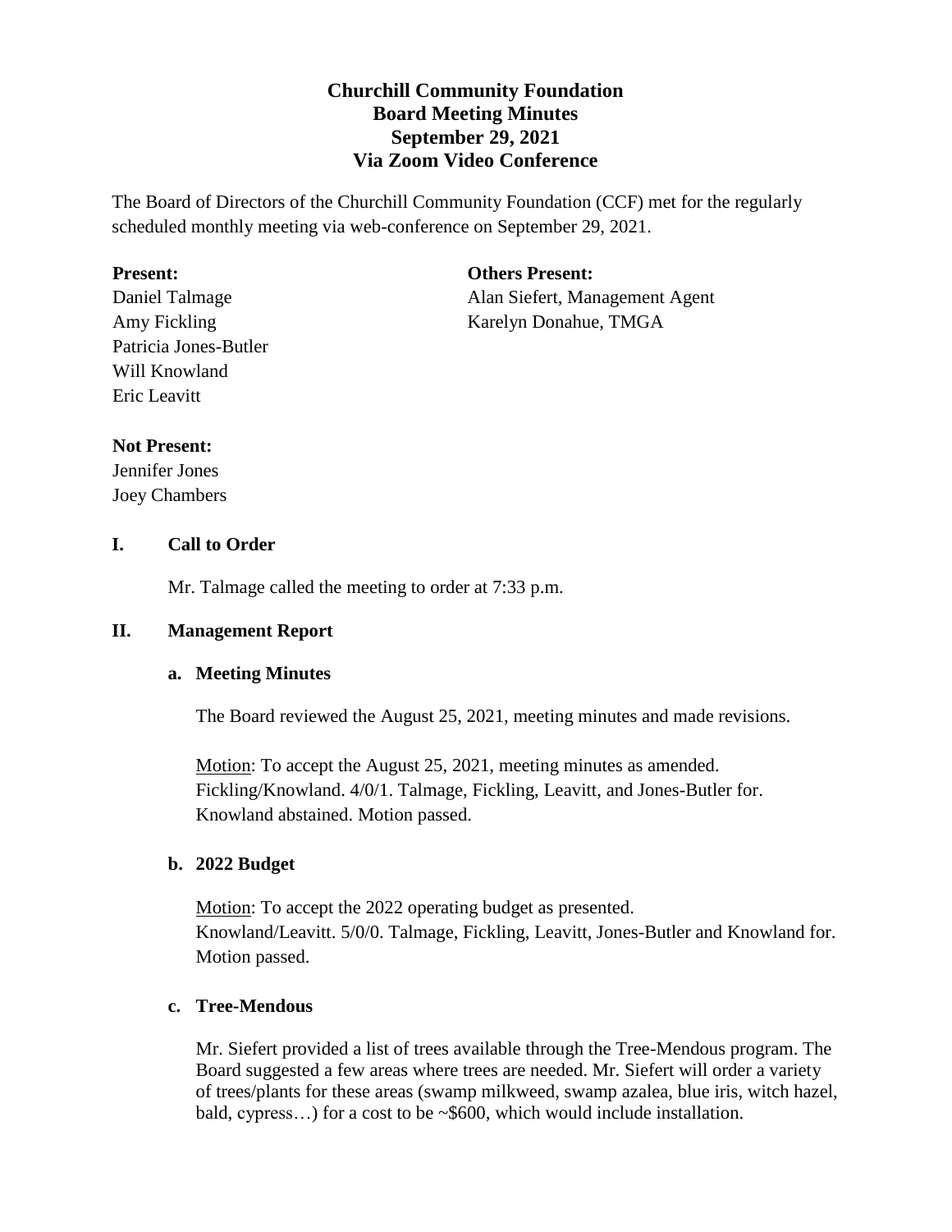# Churchill Community Foundation
## Board Meeting Minutes
## September 29, 2021
## Via Zoom Video Conference

The Board of Directors of the Churchill Community Foundation (CCF) met for the regularly scheduled monthly meeting via web-conference on September 29, 2021.

**Present:**
Daniel Talmage
Amy Fickling
Patricia Jones-Butler
Will Knowland
Eric Leavitt

**Others Present:**
Alan Siefert, Management Agent
Karelyn Donahue, TMGA

**Not Present:**
Jennifer Jones
Joey Chambers

## I. Call to Order

Mr. Talmage called the meeting to order at 7:33 p.m.

## II. Management Report

### a. Meeting Minutes

The Board reviewed the August 25, 2021, meeting minutes and made revisions.

Motion: To accept the August 25, 2021, meeting minutes as amended. Fickling/Knowland. 4/0/1. Talmage, Fickling, Leavitt, and Jones-Butler for. Knowland abstained. Motion passed.

### b. 2022 Budget

Motion: To accept the 2022 operating budget as presented. Knowland/Leavitt. 5/0/0. Talmage, Fickling, Leavitt, Jones-Butler and Knowland for. Motion passed.

### c. Tree-Mendous

Mr. Siefert provided a list of trees available through the Tree-Mendous program. The Board suggested a few areas where trees are needed. Mr. Siefert will order a variety of trees/plants for these areas (swamp milkweed, swamp azalea, blue iris, witch hazel, bald, cypress…) for a cost to be ~$600, which would include installation.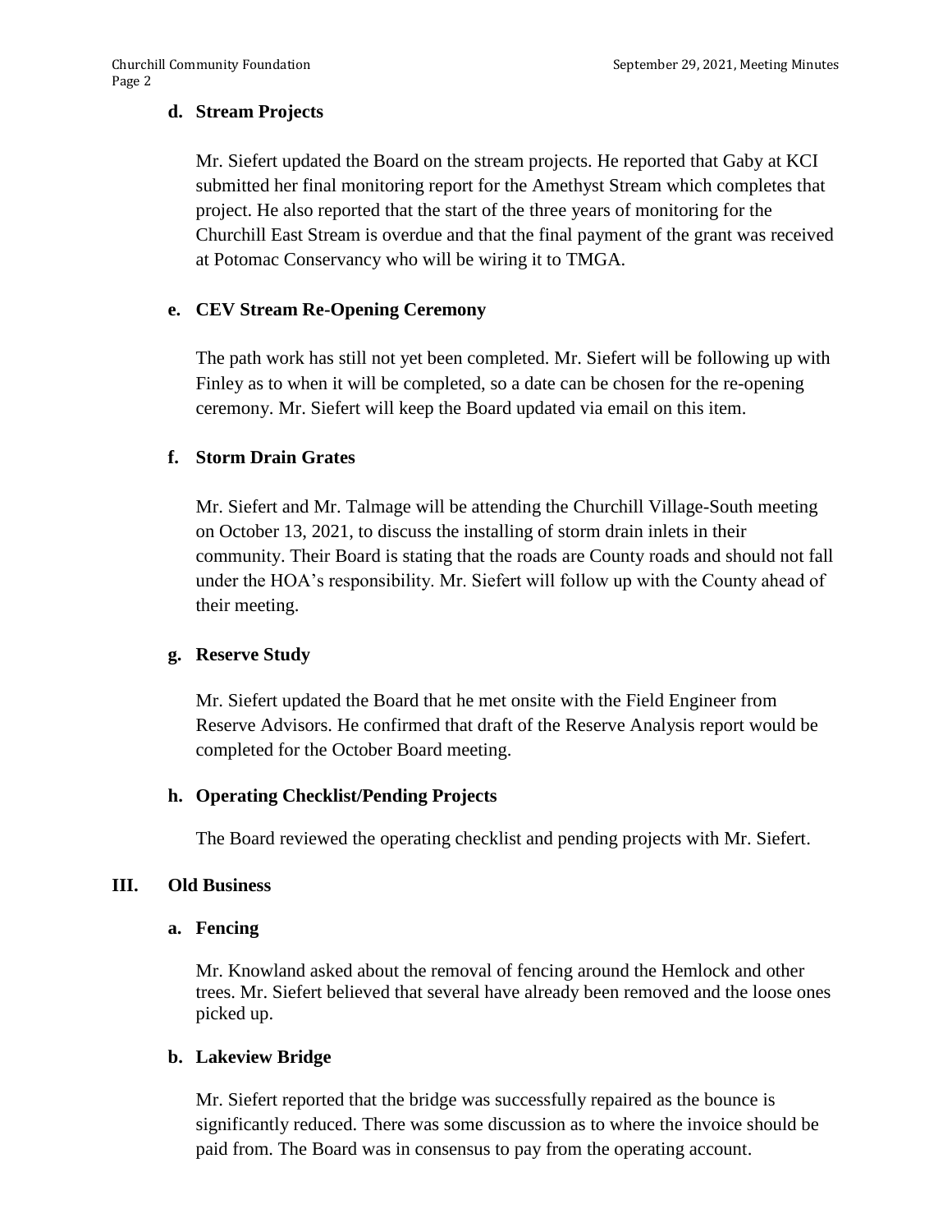### d. Stream Projects

Mr. Siefert updated the Board on the stream projects. He reported that Gaby at KCI submitted her final monitoring report for the Amethyst Stream which completes that project. He also reported that the start of the three years of monitoring for the Churchill East Stream is overdue and that the final payment of the grant was received at Potomac Conservancy who will be wiring it to TMGA.

### e. CEV Stream Re-Opening Ceremony

The path work has still not yet been completed. Mr. Siefert will be following up with Finley as to when it will be completed, so a date can be chosen for the re-opening ceremony. Mr. Siefert will keep the Board updated via email on this item.

### f. Storm Drain Grates

Mr. Siefert and Mr. Talmage will be attending the Churchill Village-South meeting on October 13, 2021, to discuss the installing of storm drain inlets in their community. Their Board is stating that the roads are County roads and should not fall under the HOA's responsibility. Mr. Siefert will follow up with the County ahead of their meeting.

### g. Reserve Study

Mr. Siefert updated the Board that he met onsite with the Field Engineer from Reserve Advisors. He confirmed that draft of the Reserve Analysis report would be completed for the October Board meeting.

### h. Operating Checklist/Pending Projects

The Board reviewed the operating checklist and pending projects with Mr. Siefert.

## III. Old Business

### a. Fencing

Mr. Knowland asked about the removal of fencing around the Hemlock and other trees. Mr. Siefert believed that several have already been removed and the loose ones picked up.

### b. Lakeview Bridge

Mr. Siefert reported that the bridge was successfully repaired as the bounce is significantly reduced. There was some discussion as to where the invoice should be paid from. The Board was in consensus to pay from the operating account.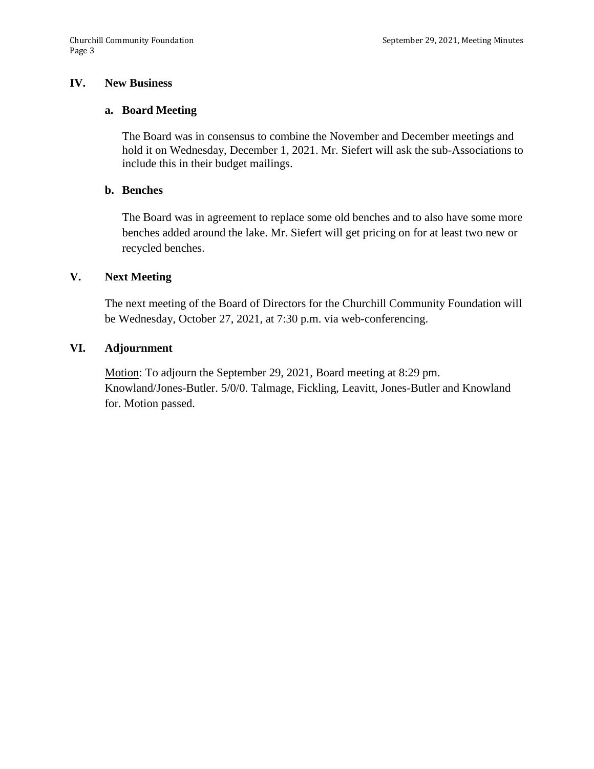## IV. New Business

### a. Board Meeting

The Board was in consensus to combine the November and December meetings and hold it on Wednesday, December 1, 2021. Mr. Siefert will ask the sub-Associations to include this in their budget mailings.

### b. Benches

The Board was in agreement to replace some old benches and to also have some more benches added around the lake. Mr. Siefert will get pricing on for at least two new or recycled benches.

## V. Next Meeting

The next meeting of the Board of Directors for the Churchill Community Foundation will be Wednesday, October 27, 2021, at 7:30 p.m. via web-conferencing.

## VI. Adjournment

Motion: To adjourn the September 29, 2021, Board meeting at 8:29 pm. Knowland/Jones-Butler. 5/0/0. Talmage, Fickling, Leavitt, Jones-Butler and Knowland for. Motion passed.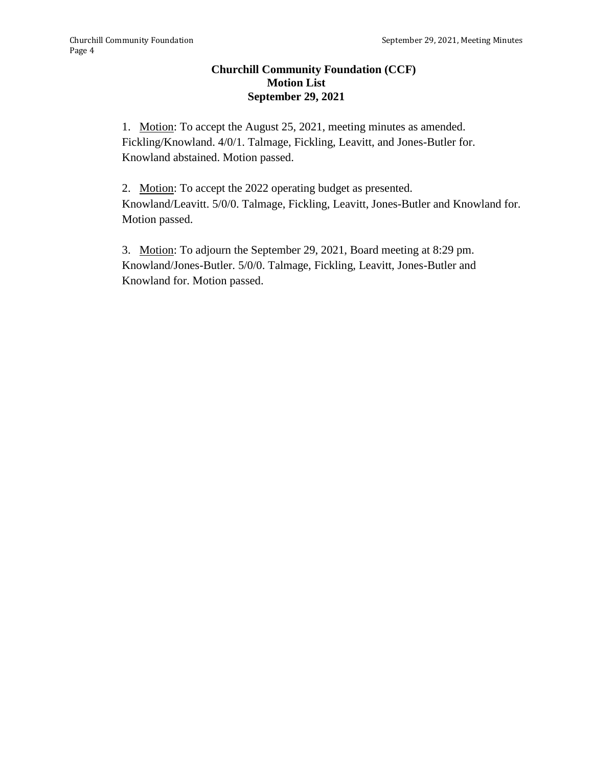# Churchill Community Foundation (CCF)
## Motion List
## September 29, 2021

1. Motion: To accept the August 25, 2021, meeting minutes as amended. Fickling/Knowland. 4/0/1. Talmage, Fickling, Leavitt, and Jones-Butler for. Knowland abstained. Motion passed.

2. Motion: To accept the 2022 operating budget as presented. Knowland/Leavitt. 5/0/0. Talmage, Fickling, Leavitt, Jones-Butler and Knowland for. Motion passed.

3. Motion: To adjourn the September 29, 2021, Board meeting at 8:29 pm. Knowland/Jones-Butler. 5/0/0. Talmage, Fickling, Leavitt, Jones-Butler and Knowland for. Motion passed.